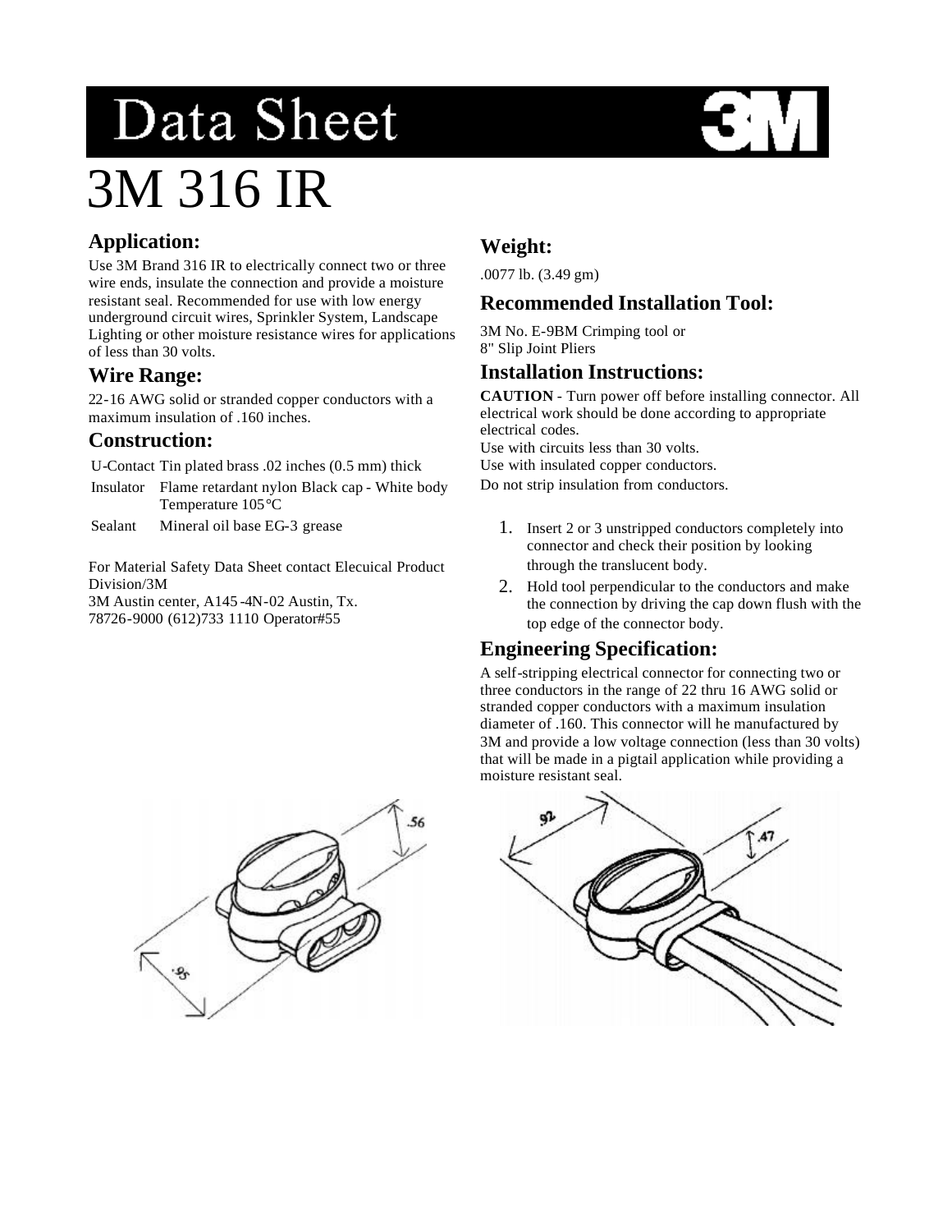# Data Sheet

# 3M 316 IR

## Application:

Use 3M Brand 316 IR to electrically connect two or three wire ends, insulate the connection and provide a moisture resistant seal. Recommended for use with low energy underground circuit wires, Sprinkler System, Landscape Lighting or other moisture resistance wires for applications of less than 30 volts.

## Wire Range:

22-16 AWG solid or stranded copper conductors with a maximum insulation of .160 inches.

## Construction:

| | |
|---|---|
| U-Contact | Tin plated brass .02 inches (0.5 mm) thick |
| Insulator | Flame retardant nylon Black cap - White body Temperature 105°C |
| Sealant | Mineral oil base EG-3 grease |

For Material Safety Data Sheet contact Elecuical Product Division/3M
3M Austin center, A145-4N-02 Austin, Tx.
78726-9000 (612)733 1110 Operator#55

## Weight:

.0077 lb. (3.49 gm)

## Recommended Installation Tool:

3M No. E-9BM Crimping tool or
8" Slip Joint Pliers

## Installation Instructions:

**CAUTION** - Turn power off before installing connector. All electrical work should be done according to appropriate electrical codes.
Use with circuits less than 30 volts.
Use with insulated copper conductors.
Do not strip insulation from conductors.

1. Insert 2 or 3 unstripped conductors completely into connector and check their position by looking through the translucent body.
2. Hold tool perpendicular to the conductors and make the connection by driving the cap down flush with the top edge of the connector body.

## Engineering Specification:

A self-stripping electrical connector for connecting two or three conductors in the range of 22 thru 16 AWG solid or stranded copper conductors with a maximum insulation diameter of .160. This connector will he manufactured by 3M and provide a low voltage connection (less than 30 volts) that will be made in a pigtail application while providing a moisture resistant seal.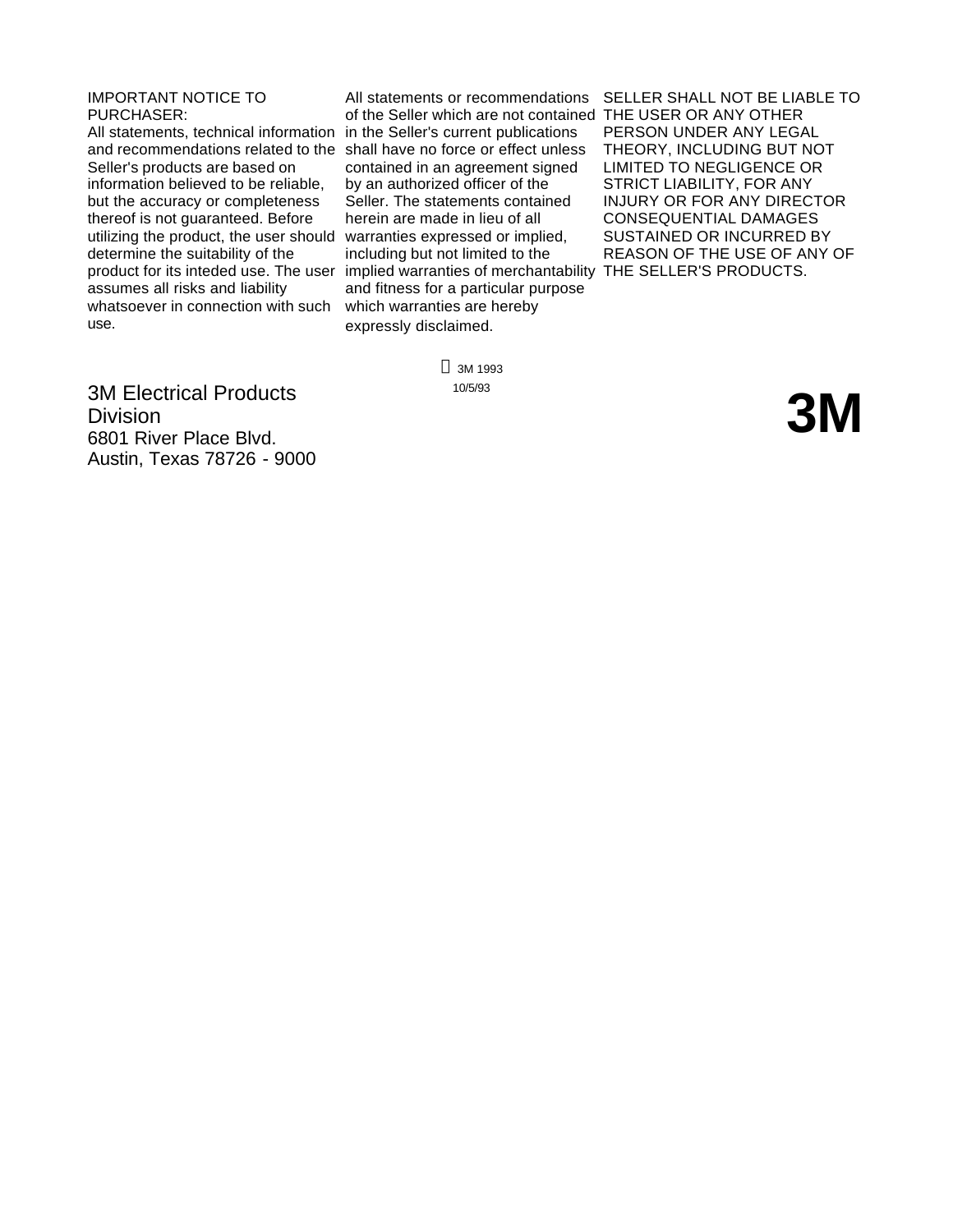IMPORTANT NOTICE TO PURCHASER:
All statements, technical information and recommendations related to the Seller's products are based on information believed to be reliable, but the accuracy or completeness thereof is not guaranteed. Before utilizing the product, the user should determine the suitability of the product for its inteded use. The user assumes all risks and liability whatsoever in connection with such use.

All statements or recommendations of the Seller which are not contained in the Seller's current publications shall have no force or effect unless contained in an agreement signed by an authorized officer of the Seller. The statements contained herein are made in lieu of all warranties expressed or implied, including but not limited to the implied warranties of merchantability and fitness for a particular purpose which warranties are hereby expressly disclaimed.

SELLER SHALL NOT BE LIABLE TO THE USER OR ANY OTHER PERSON UNDER ANY LEGAL THEORY, INCLUDING BUT NOT LIMITED TO NEGLIGENCE OR STRICT LIABILITY, FOR ANY INJURY OR FOR ANY DIRECTOR CONSEQUENTIAL DAMAGES SUSTAINED OR INCURRED BY REASON OF THE USE OF ANY OF THE SELLER'S PRODUCTS.

© 3M 1993
10/5/93

3M Electrical Products Division
6801 River Place Blvd.
Austin, Texas 78726 - 9000

**3M**